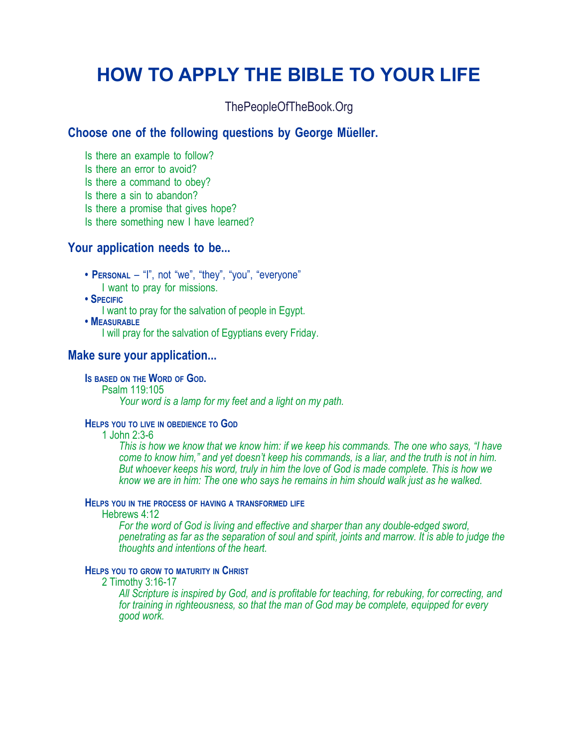# HOW TO APPLY THE BIBLE TO YOUR LIFE

ThePeopleOfTheBook.Org

## Choose one of the following questions by George Müeller.

Is there an example to follow?
Is there an error to avoid?
Is there a command to obey?
Is there a sin to abandon?
Is there a promise that gives hope?
Is there something new I have learned?

## Your application needs to be...

- **Personal** – "I", not "we", "they", "you", "everyone"
  I want to pray for missions.
- **Specific**
  I want to pray for the salvation of people in Egypt.
- **Measurable**
  I will pray for the salvation of Egyptians every Friday.

## Make sure your application...

### Is based on the Word of God.

Psalm 119:105

*Your word is a lamp for my feet and a light on my path.*

### Helps you to live in obedience to God

1 John 2:3-6

*This is how we know that we know him: if we keep his commands. The one who says, "I have come to know him," and yet doesn't keep his commands, is a liar, and the truth is not in him. But whoever keeps his word, truly in him the love of God is made complete. This is how we know we are in him: The one who says he remains in him should walk just as he walked.*

### Helps you in the process of having a transformed life

Hebrews 4:12

*For the word of God is living and effective and sharper than any double-edged sword, penetrating as far as the separation of soul and spirit, joints and marrow. It is able to judge the thoughts and intentions of the heart.*

### Helps you to grow to maturity in Christ

2 Timothy 3:16-17

*All Scripture is inspired by God, and is profitable for teaching, for rebuking, for correcting, and for training in righteousness, so that the man of God may be complete, equipped for every good work.*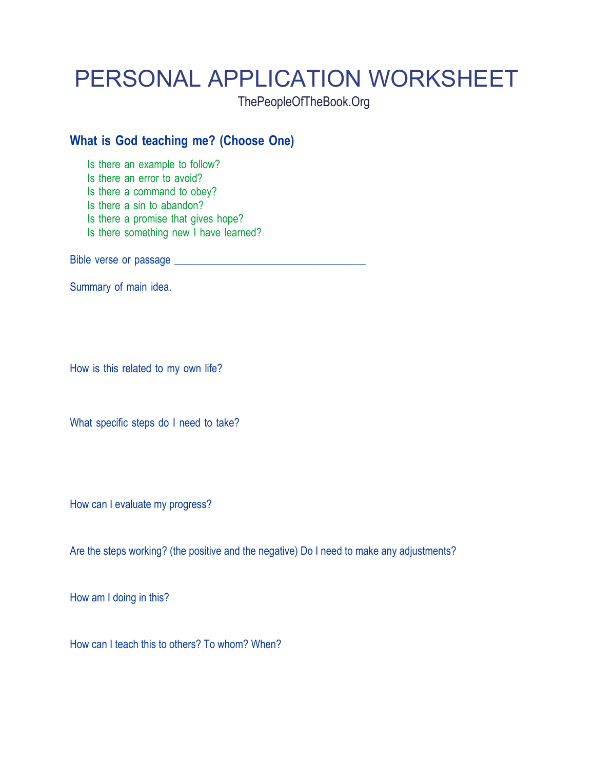# PERSONAL APPLICATION WORKSHEET

ThePeopleOfTheBook.Org

## What is God teaching me? (Choose One)

- Is there an example to follow?
- Is there an error to avoid?
- Is there a command to obey?
- Is there a sin to abandon?
- Is there a promise that gives hope?
- Is there something new I have learned?

Bible verse or passage ___________________________________

Summary of main idea.

How is this related to my own life?

What specific steps do I need to take?

How can I evaluate my progress?

Are the steps working? (the positive and the negative) Do I need to make any adjustments?

How am I doing in this?

How can I teach this to others? To whom? When?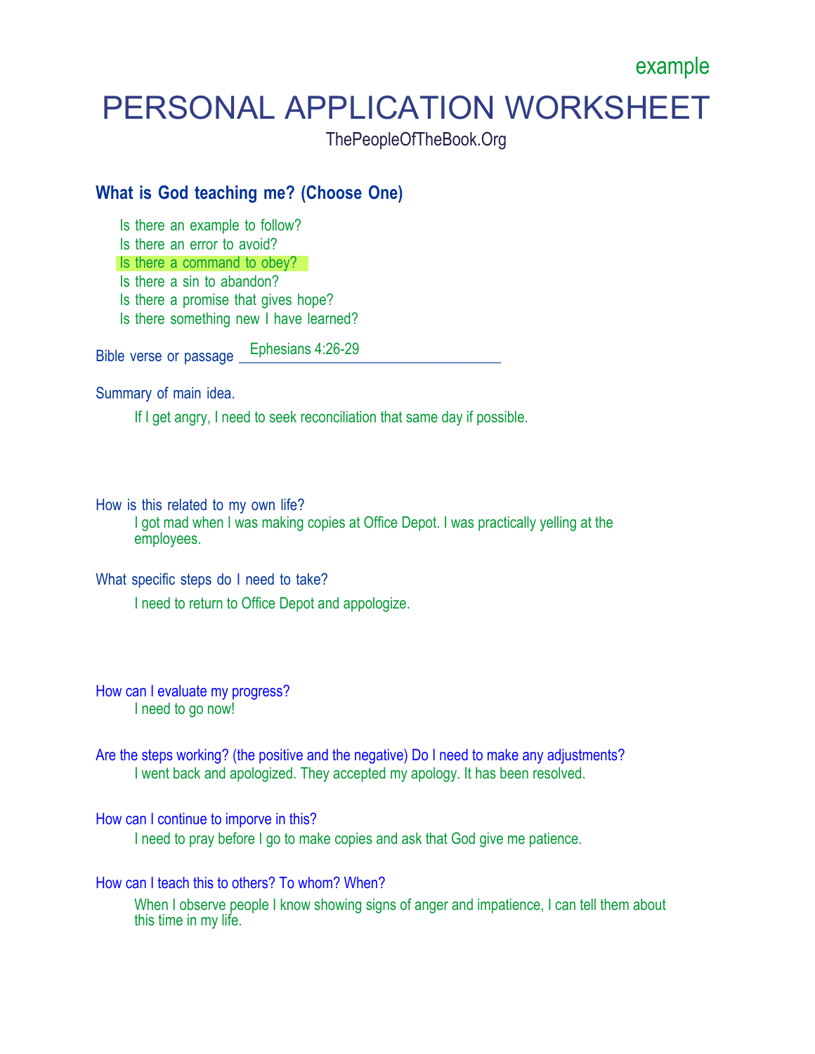example

# PERSONAL APPLICATION WORKSHEET

ThePeopleOfTheBook.Org

### What is God teaching me? (Choose One)

- Is there an example to follow?
- Is there an error to avoid?
- **Is there a command to obey?**
- Is there a sin to abandon?
- Is there a promise that gives hope?
- Is there something new I have learned?

Bible verse or passage: Ephesians 4:26-29

Summary of main idea.

If I get angry, I need to seek reconciliation that same day if possible.

How is this related to my own life?

I got mad when I was making copies at Office Depot. I was practically yelling at the employees.

What specific steps do I need to take?

I need to return to Office Depot and appologize.

How can I evaluate my progress?

I need to go now!

Are the steps working? (the positive and the negative) Do I need to make any adjustments?

I went back and apologized. They accepted my apology. It has been resolved.

How can I continue to imporve in this?

I need to pray before I go to make copies and ask that God give me patience.

How can I teach this to others? To whom? When?

When I observe people I know showing signs of anger and impatience, I can tell them about this time in my life.